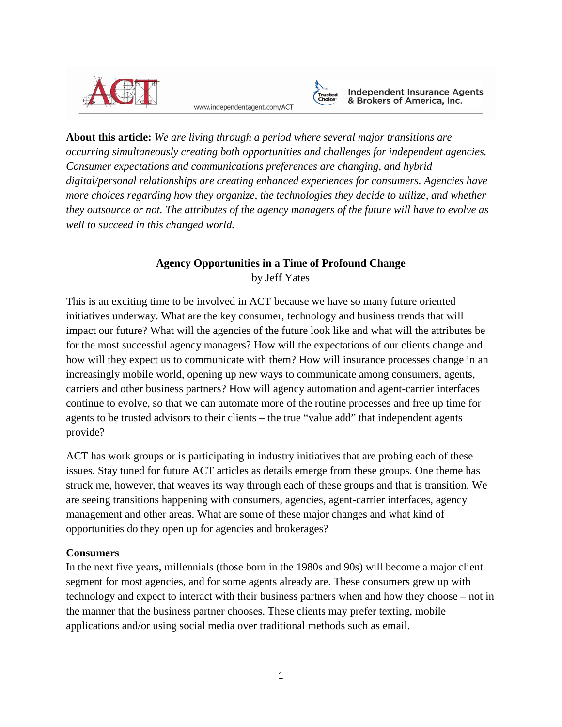**About this article:** *We are living through a period where several major transitions are occurring simultaneously creating both opportunities and challenges for independent agencies. Consumer expectations and communications preferences are changing, and hybrid digital/personal relationships are creating enhanced experiences for consumers. Agencies have more choices regarding how they organize, the technologies they decide to utilize, and whether they outsource or not. The attributes of the agency managers of the future will have to evolve as well to succeed in this changed world.*

## Agency Opportunities in a Time of Profound Change

by Jeff Yates

This is an exciting time to be involved in ACT because we have so many future oriented initiatives underway. What are the key consumer, technology and business trends that will impact our future? What will the agencies of the future look like and what will the attributes be for the most successful agency managers? How will the expectations of our clients change and how will they expect us to communicate with them? How will insurance processes change in an increasingly mobile world, opening up new ways to communicate among consumers, agents, carriers and other business partners? How will agency automation and agent-carrier interfaces continue to evolve, so that we can automate more of the routine processes and free up time for agents to be trusted advisors to their clients – the true "value add" that independent agents provide?

ACT has work groups or is participating in industry initiatives that are probing each of these issues. Stay tuned for future ACT articles as details emerge from these groups. One theme has struck me, however, that weaves its way through each of these groups and that is transition. We are seeing transitions happening with consumers, agencies, agent-carrier interfaces, agency management and other areas. What are some of these major changes and what kind of opportunities do they open up for agencies and brokerages?

### Consumers

In the next five years, millennials (those born in the 1980s and 90s) will become a major client segment for most agencies, and for some agents already are. These consumers grew up with technology and expect to interact with their business partners when and how they choose – not in the manner that the business partner chooses. These clients may prefer texting, mobile applications and/or using social media over traditional methods such as email.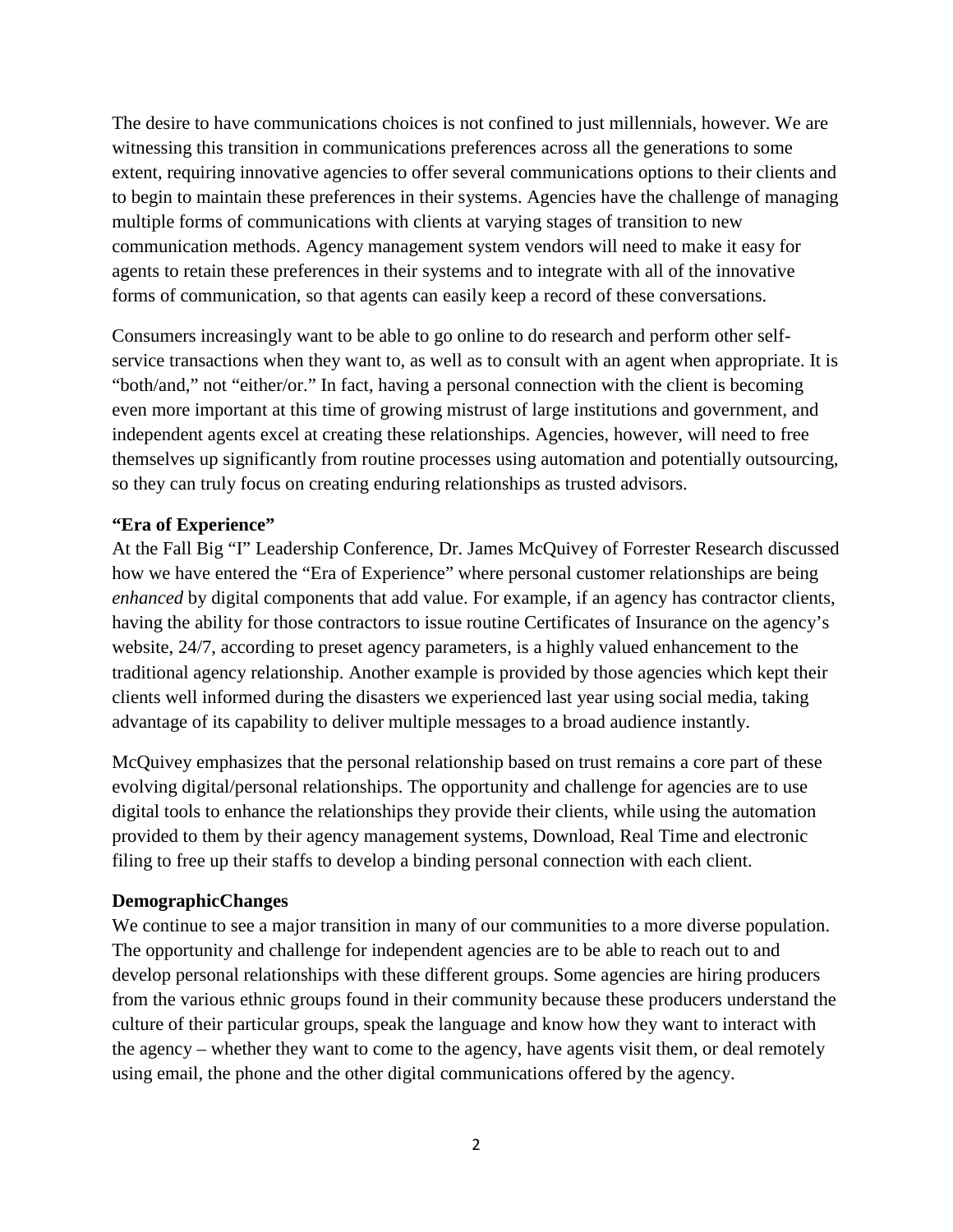The desire to have communications choices is not confined to just millennials, however. We are witnessing this transition in communications preferences across all the generations to some extent, requiring innovative agencies to offer several communications options to their clients and to begin to maintain these preferences in their systems. Agencies have the challenge of managing multiple forms of communications with clients at varying stages of transition to new communication methods. Agency management system vendors will need to make it easy for agents to retain these preferences in their systems and to integrate with all of the innovative forms of communication, so that agents can easily keep a record of these conversations.

Consumers increasingly want to be able to go online to do research and perform other self-service transactions when they want to, as well as to consult with an agent when appropriate. It is "both/and," not "either/or." In fact, having a personal connection with the client is becoming even more important at this time of growing mistrust of large institutions and government, and independent agents excel at creating these relationships. Agencies, however, will need to free themselves up significantly from routine processes using automation and potentially outsourcing, so they can truly focus on creating enduring relationships as trusted advisors.

**"Era of Experience"**

At the Fall Big "I" Leadership Conference, Dr. James McQuivey of Forrester Research discussed how we have entered the "Era of Experience" where personal customer relationships are being *enhanced* by digital components that add value. For example, if an agency has contractor clients, having the ability for those contractors to issue routine Certificates of Insurance on the agency's website, 24/7, according to preset agency parameters, is a highly valued enhancement to the traditional agency relationship. Another example is provided by those agencies which kept their clients well informed during the disasters we experienced last year using social media, taking advantage of its capability to deliver multiple messages to a broad audience instantly.

McQuivey emphasizes that the personal relationship based on trust remains a core part of these evolving digital/personal relationships. The opportunity and challenge for agencies are to use digital tools to enhance the relationships they provide their clients, while using the automation provided to them by their agency management systems, Download, Real Time and electronic filing to free up their staffs to develop a binding personal connection with each client.

**DemographicChanges**

We continue to see a major transition in many of our communities to a more diverse population. The opportunity and challenge for independent agencies are to be able to reach out to and develop personal relationships with these different groups. Some agencies are hiring producers from the various ethnic groups found in their community because these producers understand the culture of their particular groups, speak the language and know how they want to interact with the agency – whether they want to come to the agency, have agents visit them, or deal remotely using email, the phone and the other digital communications offered by the agency.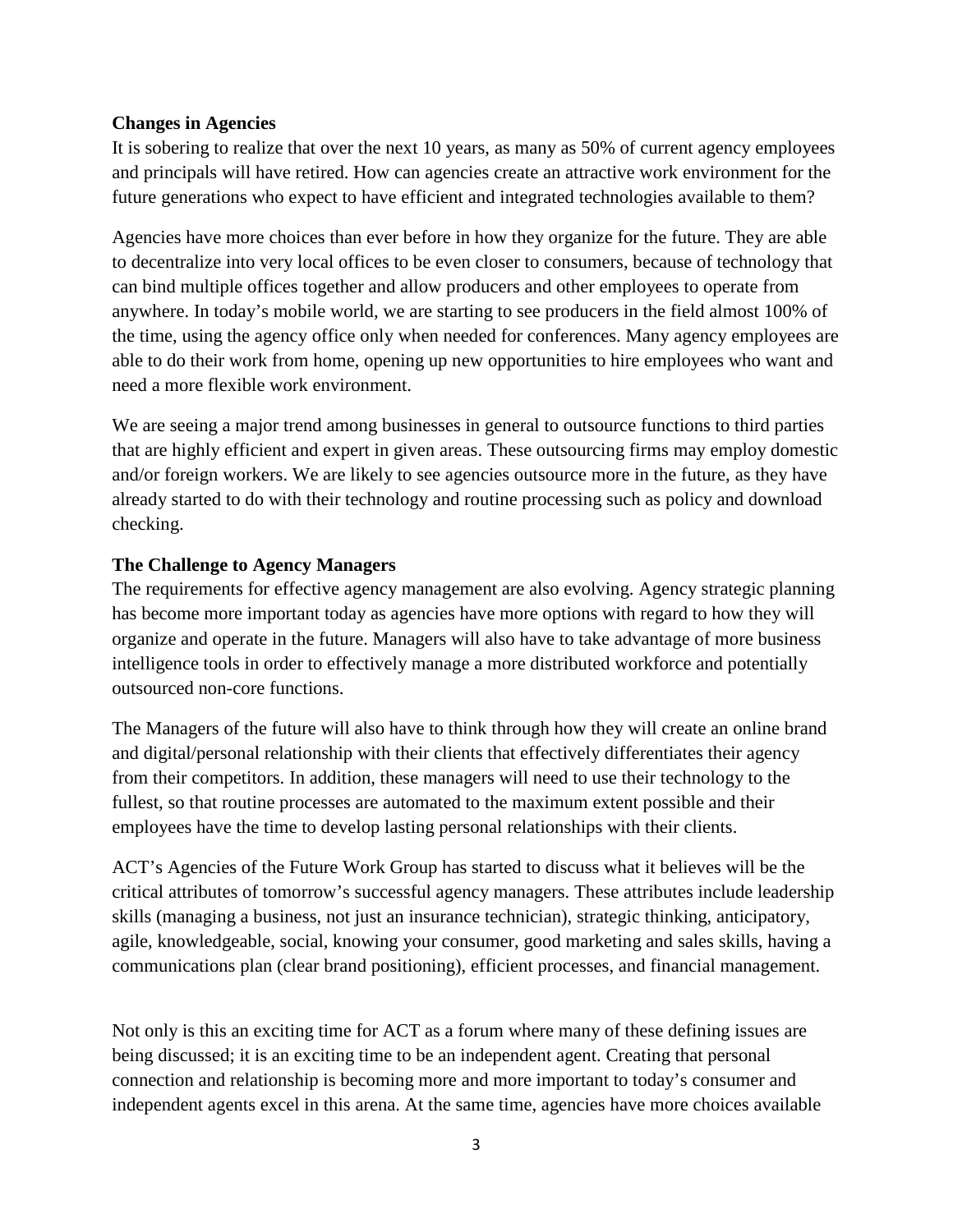**Changes in Agencies**

It is sobering to realize that over the next 10 years, as many as 50% of current agency employees and principals will have retired. How can agencies create an attractive work environment for the future generations who expect to have efficient and integrated technologies available to them?

Agencies have more choices than ever before in how they organize for the future. They are able to decentralize into very local offices to be even closer to consumers, because of technology that can bind multiple offices together and allow producers and other employees to operate from anywhere. In today's mobile world, we are starting to see producers in the field almost 100% of the time, using the agency office only when needed for conferences. Many agency employees are able to do their work from home, opening up new opportunities to hire employees who want and need a more flexible work environment.

We are seeing a major trend among businesses in general to outsource functions to third parties that are highly efficient and expert in given areas. These outsourcing firms may employ domestic and/or foreign workers. We are likely to see agencies outsource more in the future, as they have already started to do with their technology and routine processing such as policy and download checking.

**The Challenge to Agency Managers**

The requirements for effective agency management are also evolving. Agency strategic planning has become more important today as agencies have more options with regard to how they will organize and operate in the future. Managers will also have to take advantage of more business intelligence tools in order to effectively manage a more distributed workforce and potentially outsourced non-core functions.

The Managers of the future will also have to think through how they will create an online brand and digital/personal relationship with their clients that effectively differentiates their agency from their competitors. In addition, these managers will need to use their technology to the fullest, so that routine processes are automated to the maximum extent possible and their employees have the time to develop lasting personal relationships with their clients.

ACT's Agencies of the Future Work Group has started to discuss what it believes will be the critical attributes of tomorrow's successful agency managers. These attributes include leadership skills (managing a business, not just an insurance technician), strategic thinking, anticipatory, agile, knowledgeable, social, knowing your consumer, good marketing and sales skills, having a communications plan (clear brand positioning), efficient processes, and financial management.

Not only is this an exciting time for ACT as a forum where many of these defining issues are being discussed; it is an exciting time to be an independent agent. Creating that personal connection and relationship is becoming more and more important to today's consumer and independent agents excel in this arena. At the same time, agencies have more choices available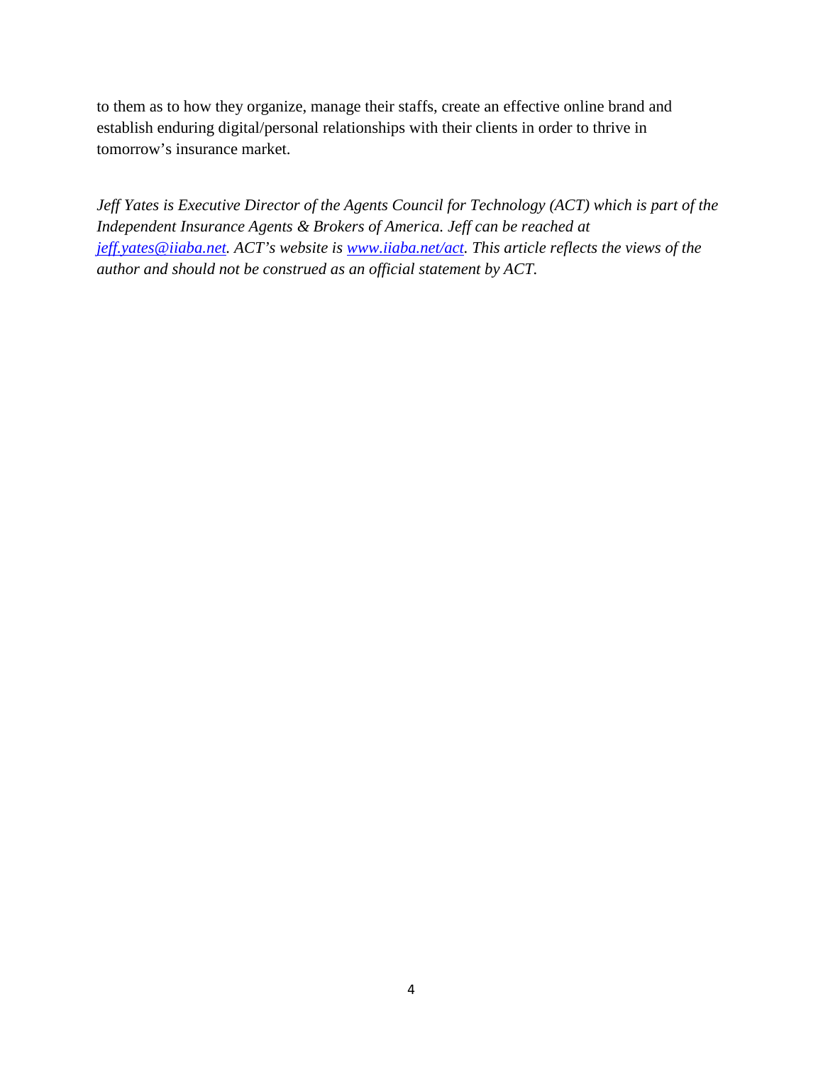to them as to how they organize, manage their staffs, create an effective online brand and establish enduring digital/personal relationships with their clients in order to thrive in tomorrow's insurance market.

*Jeff Yates is Executive Director of the Agents Council for Technology (ACT) which is part of the Independent Insurance Agents & Brokers of America. Jeff can be reached at [jeff.yates@iiaba.net](mailto:jeff.yates@iiaba.net). ACT's website is [www.iiaba.net/act](http://www.iiaba.net/act). This article reflects the views of the author and should not be construed as an official statement by ACT.*